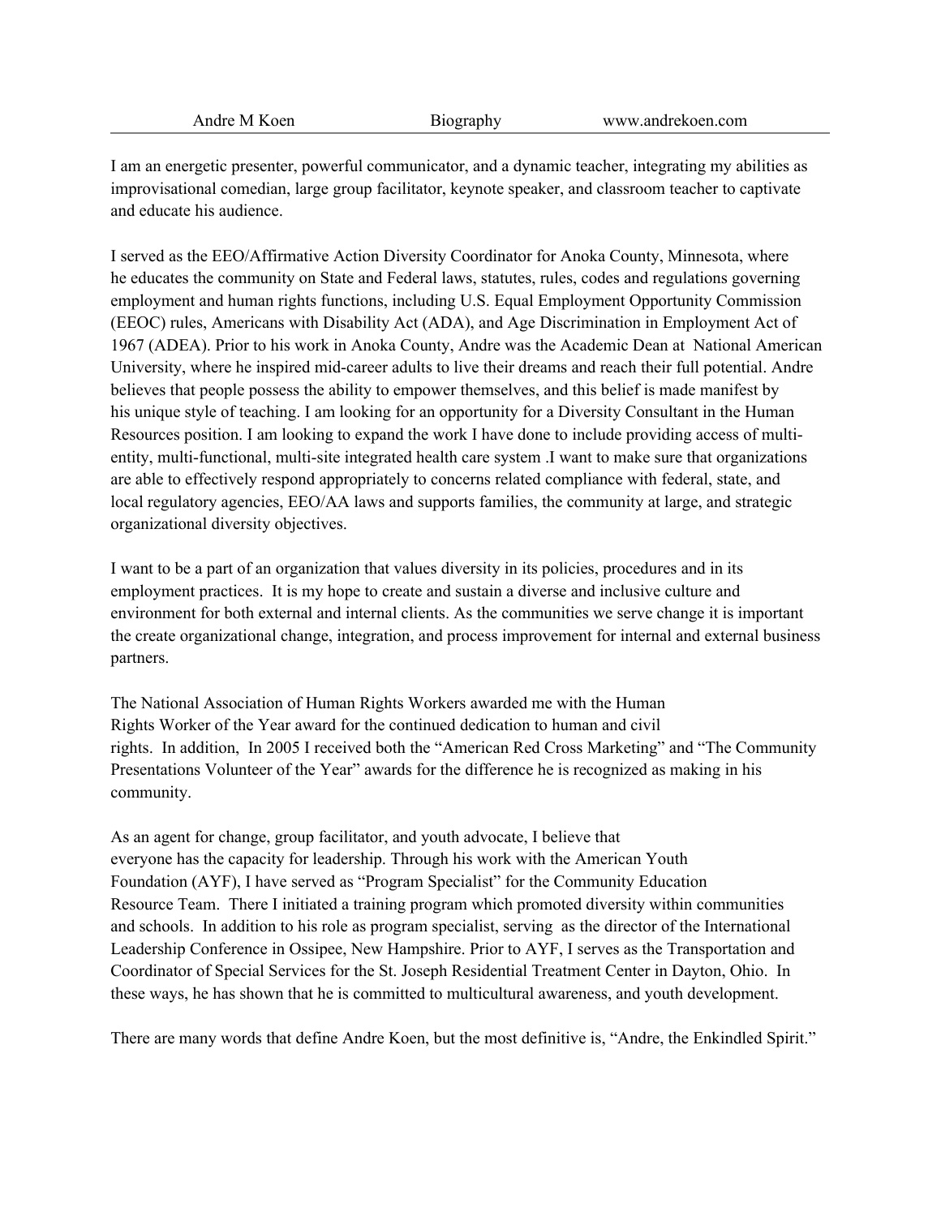Andre M Koen Biography www.andrekoen.com

I am an energetic presenter, powerful communicator, and a dynamic teacher, integrating my abilities as improvisational comedian, large group facilitator, keynote speaker, and classroom teacher to captivate and educate his audience.

I served as the EEO/Affirmative Action Diversity Coordinator for Anoka County, Minnesota, where he educates the community on State and Federal laws, statutes, rules, codes and regulations governing employment and human rights functions, including U.S. Equal Employment Opportunity Commission (EEOC) rules, Americans with Disability Act (ADA), and Age Discrimination in Employment Act of 1967 (ADEA). Prior to his work in Anoka County, Andre was the Academic Dean at National American University, where he inspired mid-career adults to live their dreams and reach their full potential. Andre believes that people possess the ability to empower themselves, and this belief is made manifest by his unique style of teaching. I am looking for an opportunity for a Diversity Consultant in the Human Resources position. I am looking to expand the work I have done to include providing access of multi-entity, multi-functional, multi-site integrated health care system .I want to make sure that organizations are able to effectively respond appropriately to concerns related compliance with federal, state, and local regulatory agencies, EEO/AA laws and supports families, the community at large, and strategic organizational diversity objectives.

I want to be a part of an organization that values diversity in its policies, procedures and in its employment practices. It is my hope to create and sustain a diverse and inclusive culture and environment for both external and internal clients. As the communities we serve change it is important the create organizational change, integration, and process improvement for internal and external business partners.

The National Association of Human Rights Workers awarded me with the Human Rights Worker of the Year award for the continued dedication to human and civil rights. In addition, In 2005 I received both the "American Red Cross Marketing" and "The Community Presentations Volunteer of the Year" awards for the difference he is recognized as making in his community.

As an agent for change, group facilitator, and youth advocate, I believe that everyone has the capacity for leadership. Through his work with the American Youth Foundation (AYF), I have served as "Program Specialist" for the Community Education Resource Team. There I initiated a training program which promoted diversity within communities and schools. In addition to his role as program specialist, serving as the director of the International Leadership Conference in Ossipee, New Hampshire. Prior to AYF, I serves as the Transportation and Coordinator of Special Services for the St. Joseph Residential Treatment Center in Dayton, Ohio. In these ways, he has shown that he is committed to multicultural awareness, and youth development.

There are many words that define Andre Koen, but the most definitive is, "Andre, the Enkindled Spirit."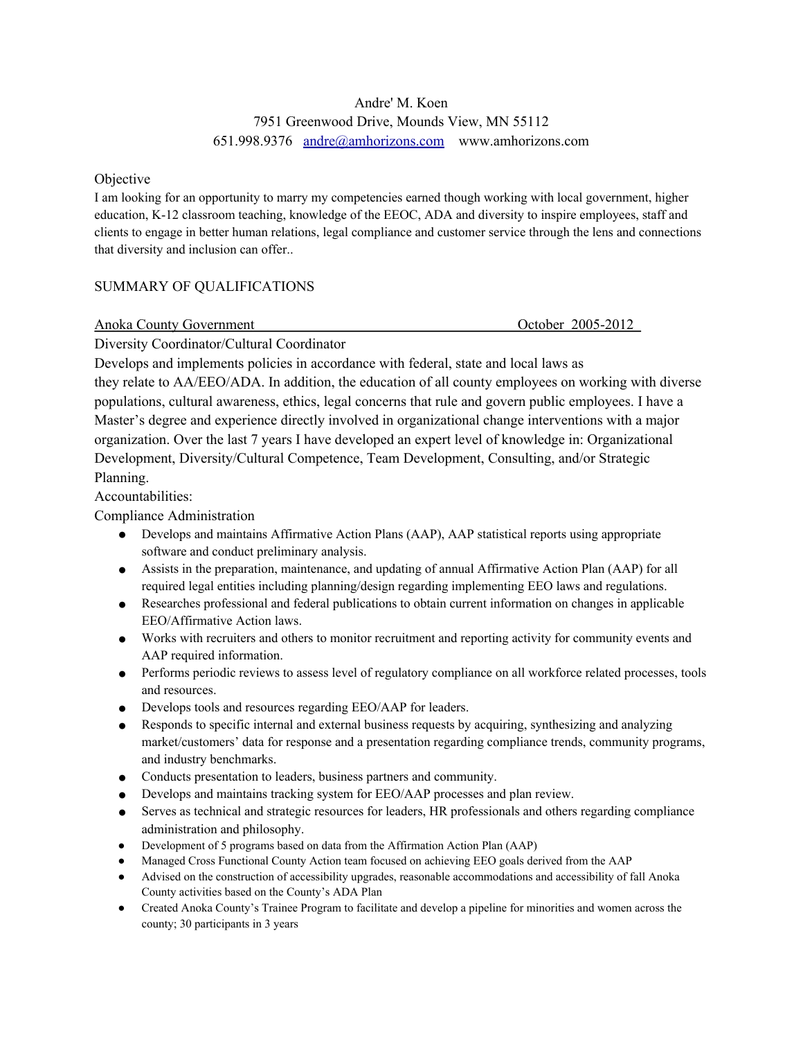Andre' M. Koen
7951 Greenwood Drive, Mounds View, MN 55112
651.998.9376 andre@amhorizons.com www.amhorizons.com

## Objective

I am looking for an opportunity to marry my competencies earned though working with local government, higher education, K-12 classroom teaching, knowledge of the EEOC, ADA and diversity to inspire employees, staff and clients to engage in better human relations, legal compliance and customer service through the lens and connections that diversity and inclusion can offer..

## SUMMARY OF QUALIFICATIONS

Anoka County Government — October 2005-2012

Diversity Coordinator/Cultural Coordinator

Develops and implements policies in accordance with federal, state and local laws as they relate to AA/EEO/ADA. In addition, the education of all county employees on working with diverse populations, cultural awareness, ethics, legal concerns that rule and govern public employees. I have a Master's degree and experience directly involved in organizational change interventions with a major organization. Over the last 7 years I have developed an expert level of knowledge in: Organizational Development, Diversity/Cultural Competence, Team Development, Consulting, and/or Strategic Planning.

Accountabilities:

Compliance Administration

- Develops and maintains Affirmative Action Plans (AAP), AAP statistical reports using appropriate software and conduct preliminary analysis.
- Assists in the preparation, maintenance, and updating of annual Affirmative Action Plan (AAP) for all required legal entities including planning/design regarding implementing EEO laws and regulations.
- Researches professional and federal publications to obtain current information on changes in applicable EEO/Affirmative Action laws.
- Works with recruiters and others to monitor recruitment and reporting activity for community events and AAP required information.
- Performs periodic reviews to assess level of regulatory compliance on all workforce related processes, tools and resources.
- Develops tools and resources regarding EEO/AAP for leaders.
- Responds to specific internal and external business requests by acquiring, synthesizing and analyzing market/customers' data for response and a presentation regarding compliance trends, community programs, and industry benchmarks.
- Conducts presentation to leaders, business partners and community.
- Develops and maintains tracking system for EEO/AAP processes and plan review.
- Serves as technical and strategic resources for leaders, HR professionals and others regarding compliance administration and philosophy.
- Development of 5 programs based on data from the Affirmation Action Plan (AAP)
- Managed Cross Functional County Action team focused on achieving EEO goals derived from the AAP
- Advised on the construction of accessibility upgrades, reasonable accommodations and accessibility of fall Anoka County activities based on the County's ADA Plan
- Created Anoka County's Trainee Program to facilitate and develop a pipeline for minorities and women across the county; 30 participants in 3 years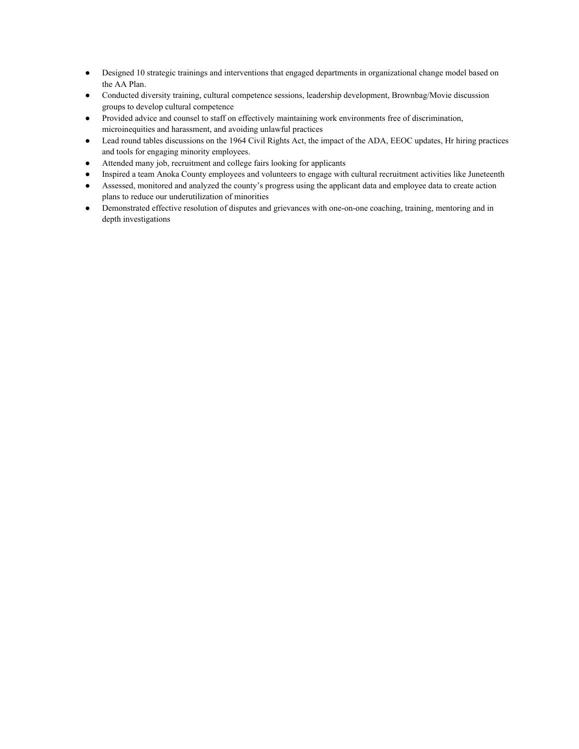- Designed 10 strategic trainings and interventions that engaged departments in organizational change model based on the AA Plan.
- Conducted diversity training, cultural competence sessions, leadership development, Brownbag/Movie discussion groups to develop cultural competence
- Provided advice and counsel to staff on effectively maintaining work environments free of discrimination, microinequities and harassment, and avoiding unlawful practices
- Lead round tables discussions on the 1964 Civil Rights Act, the impact of the ADA, EEOC updates, Hr hiring practices and tools for engaging minority employees.
- Attended many job, recruitment and college fairs looking for applicants
- Inspired a team Anoka County employees and volunteers to engage with cultural recruitment activities like Juneteenth
- Assessed, monitored and analyzed the county's progress using the applicant data and employee data to create action plans to reduce our underutilization of minorities
- Demonstrated effective resolution of disputes and grievances with one-on-one coaching, training, mentoring and in depth investigations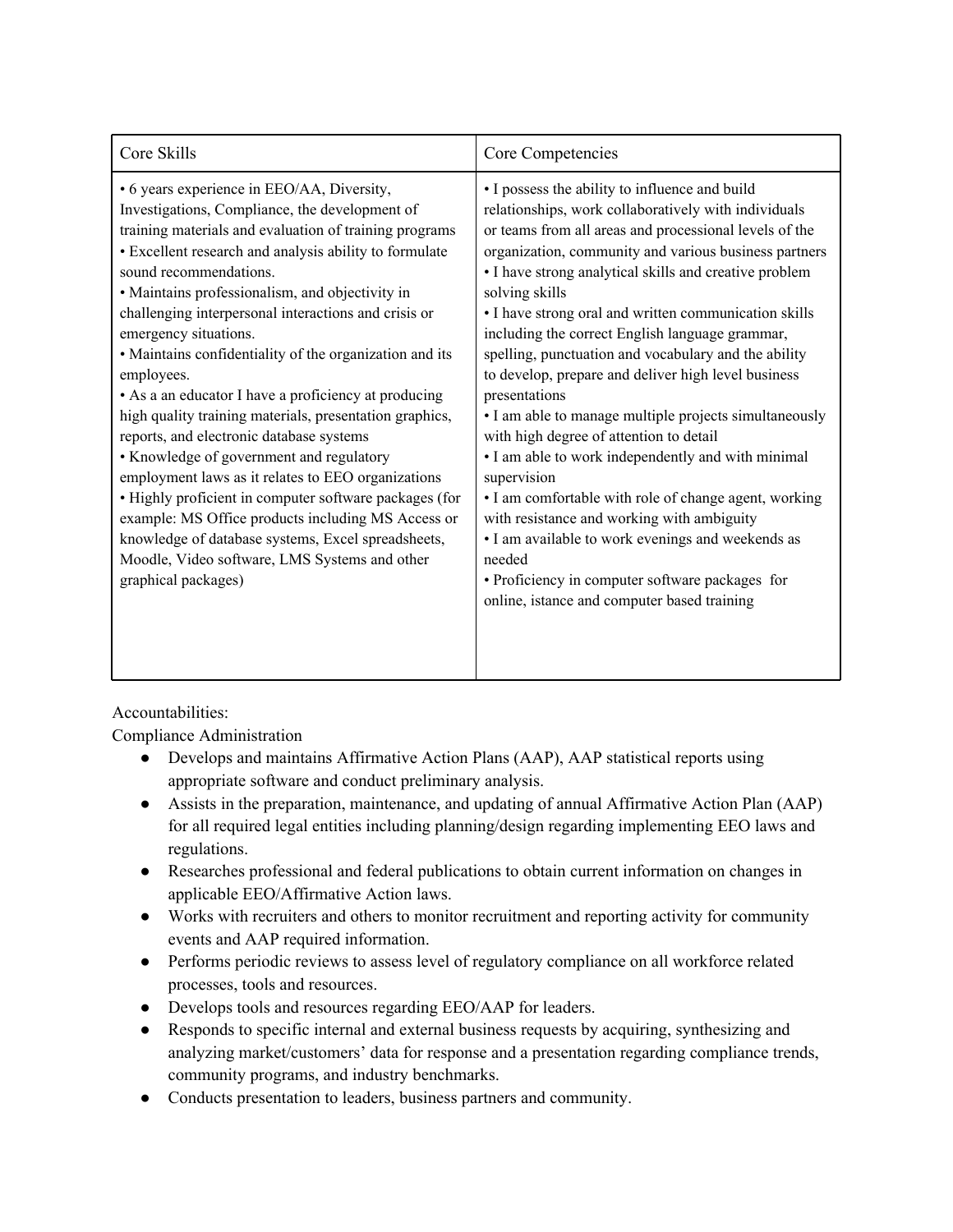| Core Skills | Core Competencies |
|---|---|
| • 6 years experience in EEO/AA, Diversity, Investigations, Compliance, the development of training materials and evaluation of training programs<br>• Excellent research and analysis ability to formulate sound recommendations.<br>• Maintains professionalism, and objectivity in challenging interpersonal interactions and crisis or emergency situations.<br>• Maintains confidentiality of the organization and its employees.<br>• As a an educator I have a proficiency at producing high quality training materials, presentation graphics, reports, and electronic database systems<br>• Knowledge of government and regulatory employment laws as it relates to EEO organizations<br>• Highly proficient in computer software packages (for example: MS Office products including MS Access or knowledge of database systems, Excel spreadsheets, Moodle, Video software, LMS Systems and other graphical packages) | • I possess the ability to influence and build relationships, work collaboratively with individuals or teams from all areas and processional levels of the organization, community and various business partners<br>• I have strong analytical skills and creative problem solving skills<br>• I have strong oral and written communication skills including the correct English language grammar, spelling, punctuation and vocabulary and the ability to develop, prepare and deliver high level business presentations<br>• I am able to manage multiple projects simultaneously with high degree of attention to detail<br>• I am able to work independently and with minimal supervision<br>• I am comfortable with role of change agent, working with resistance and working with ambiguity<br>• I am available to work evenings and weekends as needed<br>• Proficiency in computer software packages for online, istance and computer based training |

Accountabilities:

Compliance Administration

- Develops and maintains Affirmative Action Plans (AAP), AAP statistical reports using appropriate software and conduct preliminary analysis.
- Assists in the preparation, maintenance, and updating of annual Affirmative Action Plan (AAP) for all required legal entities including planning/design regarding implementing EEO laws and regulations.
- Researches professional and federal publications to obtain current information on changes in applicable EEO/Affirmative Action laws.
- Works with recruiters and others to monitor recruitment and reporting activity for community events and AAP required information.
- Performs periodic reviews to assess level of regulatory compliance on all workforce related processes, tools and resources.
- Develops tools and resources regarding EEO/AAP for leaders.
- Responds to specific internal and external business requests by acquiring, synthesizing and analyzing market/customers' data for response and a presentation regarding compliance trends, community programs, and industry benchmarks.
- Conducts presentation to leaders, business partners and community.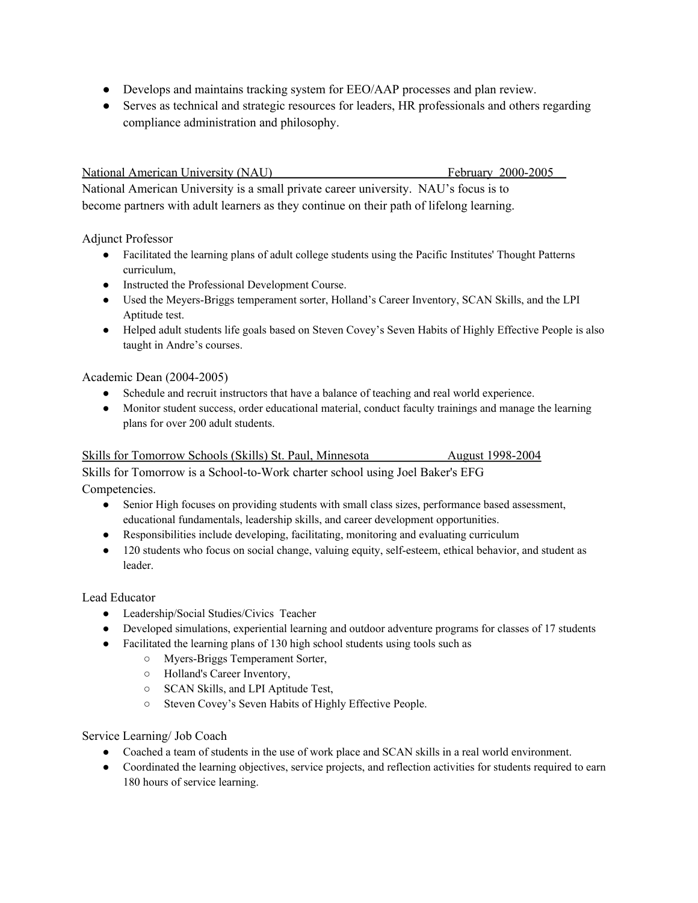- Develops and maintains tracking system for EEO/AAP processes and plan review.
- Serves as technical and strategic resources for leaders, HR professionals and others regarding compliance administration and philosophy.

National American University (NAU) February 2000-2005

National American University is a small private career university. NAU's focus is to become partners with adult learners as they continue on their path of lifelong learning.

Adjunct Professor

- Facilitated the learning plans of adult college students using the Pacific Institutes' Thought Patterns curriculum,
- Instructed the Professional Development Course.
- Used the Meyers-Briggs temperament sorter, Holland's Career Inventory, SCAN Skills, and the LPI Aptitude test.
- Helped adult students life goals based on Steven Covey's Seven Habits of Highly Effective People is also taught in Andre's courses.

Academic Dean (2004-2005)

- Schedule and recruit instructors that have a balance of teaching and real world experience.
- Monitor student success, order educational material, conduct faculty trainings and manage the learning plans for over 200 adult students.

Skills for Tomorrow Schools (Skills) St. Paul, Minnesota August 1998-2004

Skills for Tomorrow is a School-to-Work charter school using Joel Baker's EFG Competencies.

- Senior High focuses on providing students with small class sizes, performance based assessment, educational fundamentals, leadership skills, and career development opportunities.
- Responsibilities include developing, facilitating, monitoring and evaluating curriculum
- 120 students who focus on social change, valuing equity, self-esteem, ethical behavior, and student as leader.

Lead Educator

- Leadership/Social Studies/Civics Teacher
- Developed simulations, experiential learning and outdoor adventure programs for classes of 17 students
- Facilitated the learning plans of 130 high school students using tools such as
  - Myers-Briggs Temperament Sorter,
  - Holland's Career Inventory,
  - SCAN Skills, and LPI Aptitude Test,
  - Steven Covey's Seven Habits of Highly Effective People.

Service Learning/ Job Coach

- Coached a team of students in the use of work place and SCAN skills in a real world environment.
- Coordinated the learning objectives, service projects, and reflection activities for students required to earn 180 hours of service learning.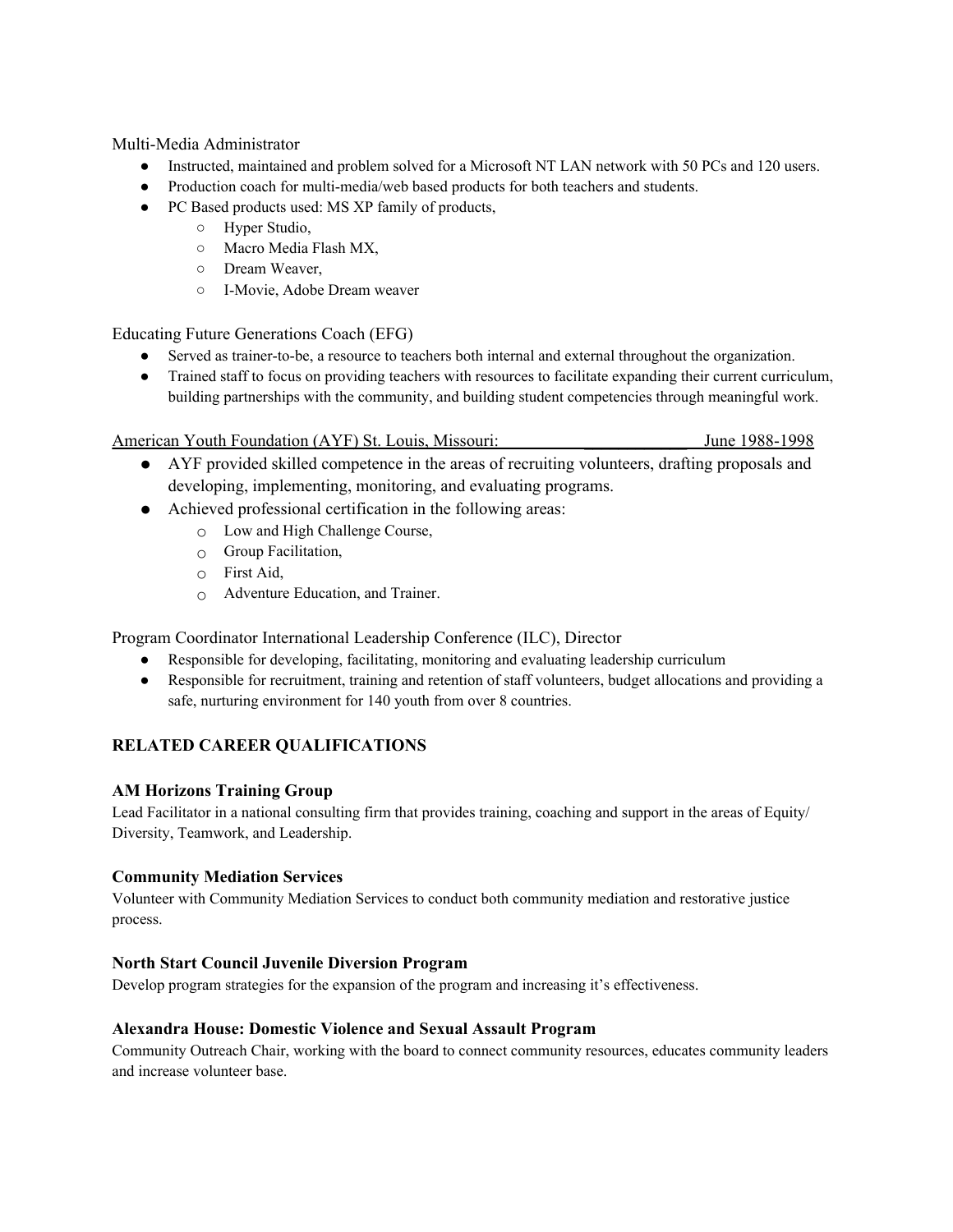Multi-Media Administrator

- Instructed, maintained and problem solved for a Microsoft NT LAN network with 50 PCs and 120 users.
- Production coach for multi-media/web based products for both teachers and students.
- PC Based products used: MS XP family of products,
  - Hyper Studio,
  - Macro Media Flash MX,
  - Dream Weaver,
  - I-Movie, Adobe Dream weaver

Educating Future Generations Coach (EFG)

- Served as trainer-to-be, a resource to teachers both internal and external throughout the organization.
- Trained staff to focus on providing teachers with resources to facilitate expanding their current curriculum, building partnerships with the community, and building student competencies through meaningful work.

American Youth Foundation (AYF) St. Louis, Missouri: June 1988-1998

- AYF provided skilled competence in the areas of recruiting volunteers, drafting proposals and developing, implementing, monitoring, and evaluating programs.
- Achieved professional certification in the following areas:
  - Low and High Challenge Course,
  - Group Facilitation,
  - First Aid,
  - Adventure Education, and Trainer.

Program Coordinator International Leadership Conference (ILC), Director

- Responsible for developing, facilitating, monitoring and evaluating leadership curriculum
- Responsible for recruitment, training and retention of staff volunteers, budget allocations and providing a safe, nurturing environment for 140 youth from over 8 countries.

## RELATED CAREER QUALIFICATIONS

### AM Horizons Training Group

Lead Facilitator in a national consulting firm that provides training, coaching and support in the areas of Equity/ Diversity, Teamwork, and Leadership.

### Community Mediation Services

Volunteer with Community Mediation Services to conduct both community mediation and restorative justice process.

### North Start Council Juvenile Diversion Program

Develop program strategies for the expansion of the program and increasing it's effectiveness.

### Alexandra House: Domestic Violence and Sexual Assault Program

Community Outreach Chair, working with the board to connect community resources, educates community leaders and increase volunteer base.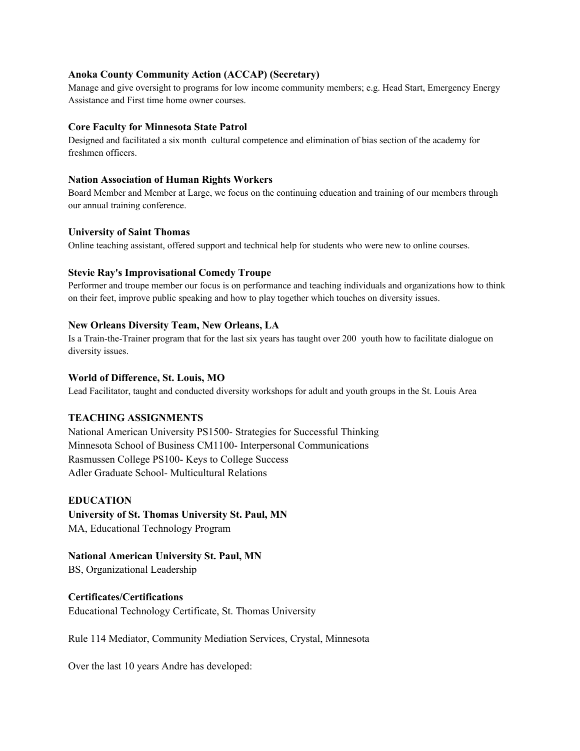**Anoka County Community Action (ACCAP) (Secretary)**
Manage and give oversight to programs for low income community members; e.g. Head Start, Emergency Energy Assistance and First time home owner courses.

**Core Faculty for Minnesota State Patrol**
Designed and facilitated a six month cultural competence and elimination of bias section of the academy for freshmen officers.

**Nation Association of Human Rights Workers**
Board Member and Member at Large, we focus on the continuing education and training of our members through our annual training conference.

**University of Saint Thomas**
Online teaching assistant, offered support and technical help for students who were new to online courses.

**Stevie Ray's Improvisational Comedy Troupe**
Performer and troupe member our focus is on performance and teaching individuals and organizations how to think on their feet, improve public speaking and how to play together which touches on diversity issues.

**New Orleans Diversity Team, New Orleans, LA**
Is a Train-the-Trainer program that for the last six years has taught over 200 youth how to facilitate dialogue on diversity issues.

**World of Difference, St. Louis, MO**
Lead Facilitator, taught and conducted diversity workshops for adult and youth groups in the St. Louis Area

**TEACHING ASSIGNMENTS**

National American University PS1500- Strategies for Successful Thinking
Minnesota School of Business CM1100- Interpersonal Communications
Rasmussen College PS100- Keys to College Success
Adler Graduate School- Multicultural Relations

**EDUCATION**

**University of St. Thomas University St. Paul, MN**
MA, Educational Technology Program

**National American University St. Paul, MN**
BS, Organizational Leadership

**Certificates/Certifications**
Educational Technology Certificate, St. Thomas University

Rule 114 Mediator, Community Mediation Services, Crystal, Minnesota

Over the last 10 years Andre has developed: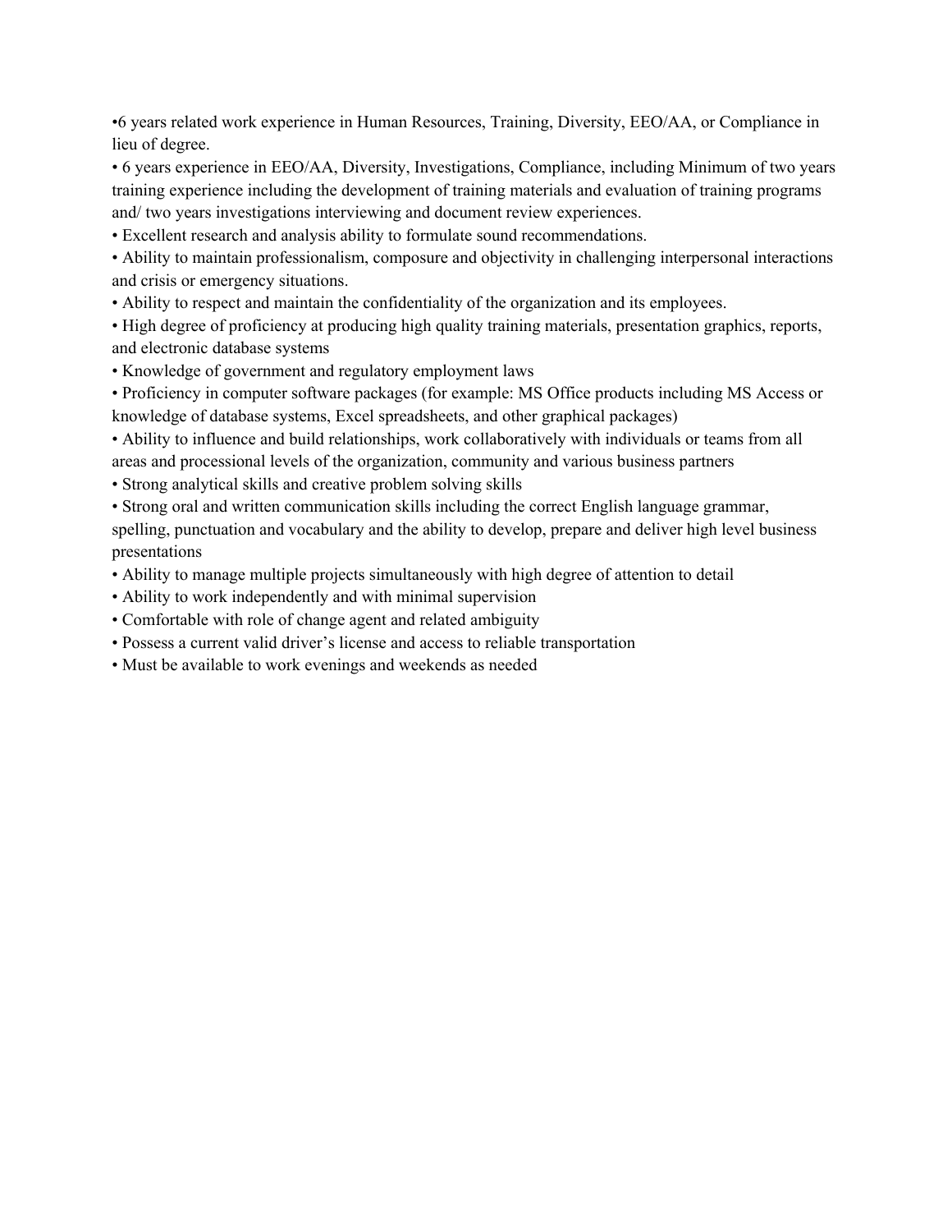- 6 years related work experience in Human Resources, Training, Diversity, EEO/AA, or Compliance in lieu of degree.
- 6 years experience in EEO/AA, Diversity, Investigations, Compliance, including Minimum of two years training experience including the development of training materials and evaluation of training programs and/ two years investigations interviewing and document review experiences.
- Excellent research and analysis ability to formulate sound recommendations.
- Ability to maintain professionalism, composure and objectivity in challenging interpersonal interactions and crisis or emergency situations.
- Ability to respect and maintain the confidentiality of the organization and its employees.
- High degree of proficiency at producing high quality training materials, presentation graphics, reports, and electronic database systems
- Knowledge of government and regulatory employment laws
- Proficiency in computer software packages (for example: MS Office products including MS Access or knowledge of database systems, Excel spreadsheets, and other graphical packages)
- Ability to influence and build relationships, work collaboratively with individuals or teams from all areas and processional levels of the organization, community and various business partners
- Strong analytical skills and creative problem solving skills
- Strong oral and written communication skills including the correct English language grammar, spelling, punctuation and vocabulary and the ability to develop, prepare and deliver high level business presentations
- Ability to manage multiple projects simultaneously with high degree of attention to detail
- Ability to work independently and with minimal supervision
- Comfortable with role of change agent and related ambiguity
- Possess a current valid driver's license and access to reliable transportation
- Must be available to work evenings and weekends as needed